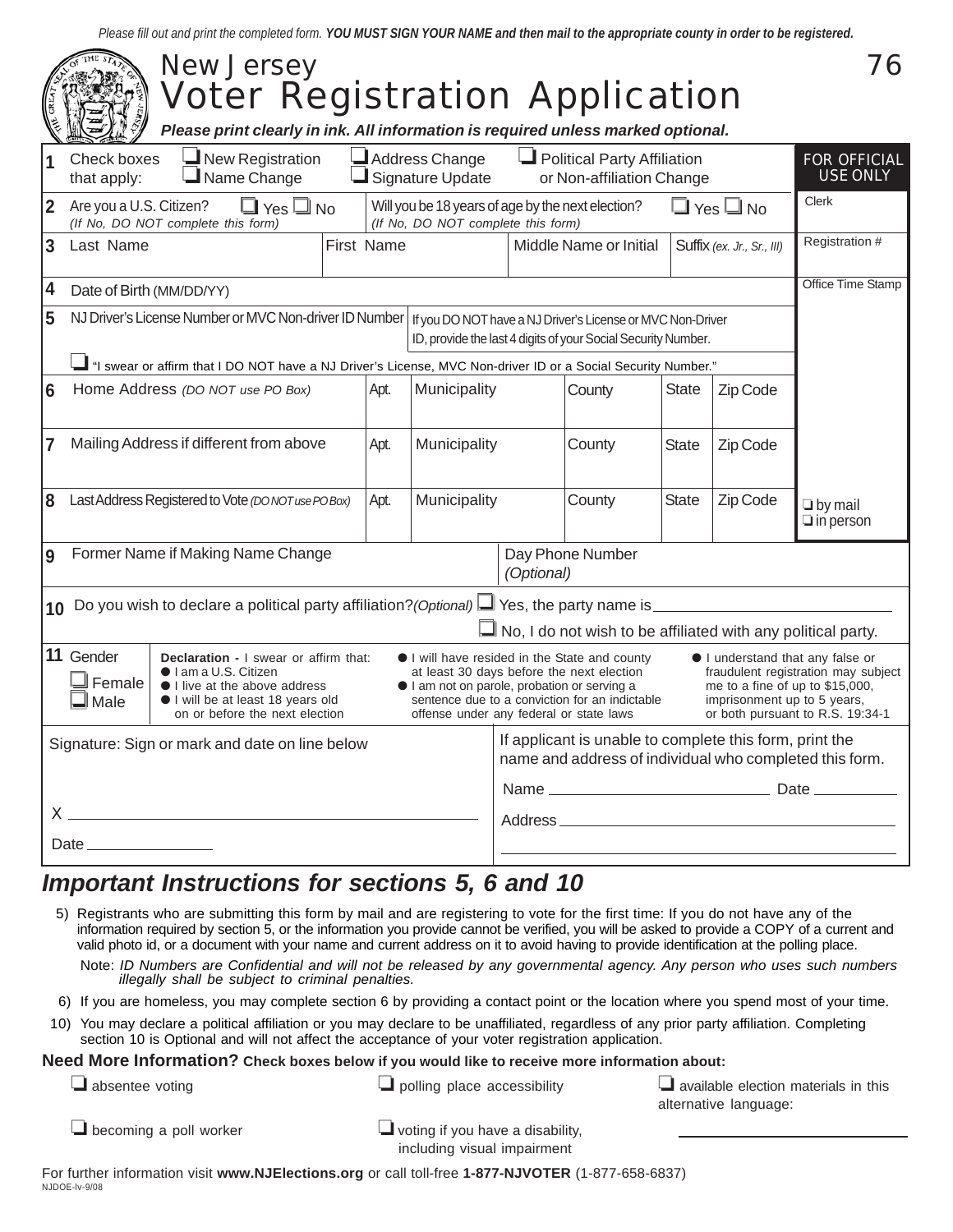*Please fill out and print the completed form.* ***YOU MUST SIGN YOUR NAME and then mail to the appropriate county in order to be registered.***

# New Jersey Voter Registration Application

76

***Please print clearly in ink. All information is required unless marked optional.***

| | | | | | | | | FOR OFFICIAL USE ONLY |
|---|---|---|---|---|---|---|---|---|
| **1** | Check boxes that apply: ☐ New Registration ☐ Name Change | ☐ Address Change ☐ Signature Update | ☐ Political Party Affiliation or Non-affiliation Change | | | | | |
| **2** | Are you a U.S. Citizen? ☐ Yes ☐ No *(If No, DO NOT complete this form)* | Will you be 18 years of age by the next election? ☐ Yes ☐ No *(If No, DO NOT complete this form)* | | | | | | Clerk |
| **3** | Last Name | First Name | Middle Name or Initial | Suffix *(ex. Jr., Sr., III)* | | | | Registration # |
| **4** | Date of Birth (MM/DD/YY) | | | | | | | Office Time Stamp |
| **5** | NJ Driver's License Number or MVC Non-driver ID Number | If you DO NOT have a NJ Driver's License or MVC Non-Driver ID, provide the last 4 digits of your Social Security Number. | | | | | | |
| | ☐ "I swear or affirm that I DO NOT have a NJ Driver's License, MVC Non-driver ID or a Social Security Number." | | | | | | | |
| **6** | Home Address *(DO NOT use PO Box)* | Apt. | Municipality | County | State | Zip Code | | |
| **7** | Mailing Address if different from above | Apt. | Municipality | County | State | Zip Code | | |
| **8** | Last Address Registered to Vote *(DO NOT use PO Box)* | Apt. | Municipality | County | State | Zip Code | | ☐ by mail ☐ in person |
| **9** | Former Name if Making Name Change | | Day Phone Number *(Optional)* | | | | | |

**10** Do you wish to declare a political party affiliation? *(Optional)* ☐ Yes, the party name is ______________________

☐ No, I do not wish to be affiliated with any political party.

**11** Gender ☐ Female ☐ Male

**Declaration -** I swear or affirm that:
- I am a U.S. Citizen
- I live at the above address
- I will be at least 18 years old on or before the next election
- I will have resided in the State and county at least 30 days before the next election
- I am not on parole, probation or serving a sentence due to a conviction for an indictable offense under any federal or state laws
- I understand that any false or fraudulent registration may subject me to a fine of up to $15,000, imprisonment up to 5 years, or both pursuant to R.S. 19:34-1

Signature: Sign or mark and date on line below

X ______________________________________________

Date ______________

If applicant is unable to complete this form, print the name and address of individual who completed this form.

Name ______________________ Date __________

Address ______________________________________

## *Important Instructions for sections 5, 6 and 10*

5) Registrants who are submitting this form by mail and are registering to vote for the first time: If you do not have any of the information required by section 5, or the information you provide cannot be verified, you will be asked to provide a COPY of a current and valid photo id, or a document with your name and current address on it to avoid having to provide identification at the polling place.

Note: *ID Numbers are Confidential and will not be released by any governmental agency. Any person who uses such numbers illegally shall be subject to criminal penalties.*

6) If you are homeless, you may complete section 6 by providing a contact point or the location where you spend most of your time.

10) You may declare a political affiliation or you may declare to be unaffiliated, regardless of any prior party affiliation. Completing section 10 is Optional and will not affect the acceptance of your voter registration application.

**Need More Information? Check boxes below if you would like to receive more information about:**

☐ absentee voting

☐ polling place accessibility

☐ available election materials in this alternative language: ______________________

☐ becoming a poll worker

☐ voting if you have a disability, including visual impairment

For further information visit **www.NJElections.org** or call toll-free **1-877-NJVOTER** (1-877-658-6837)

NJDOE-lv-9/08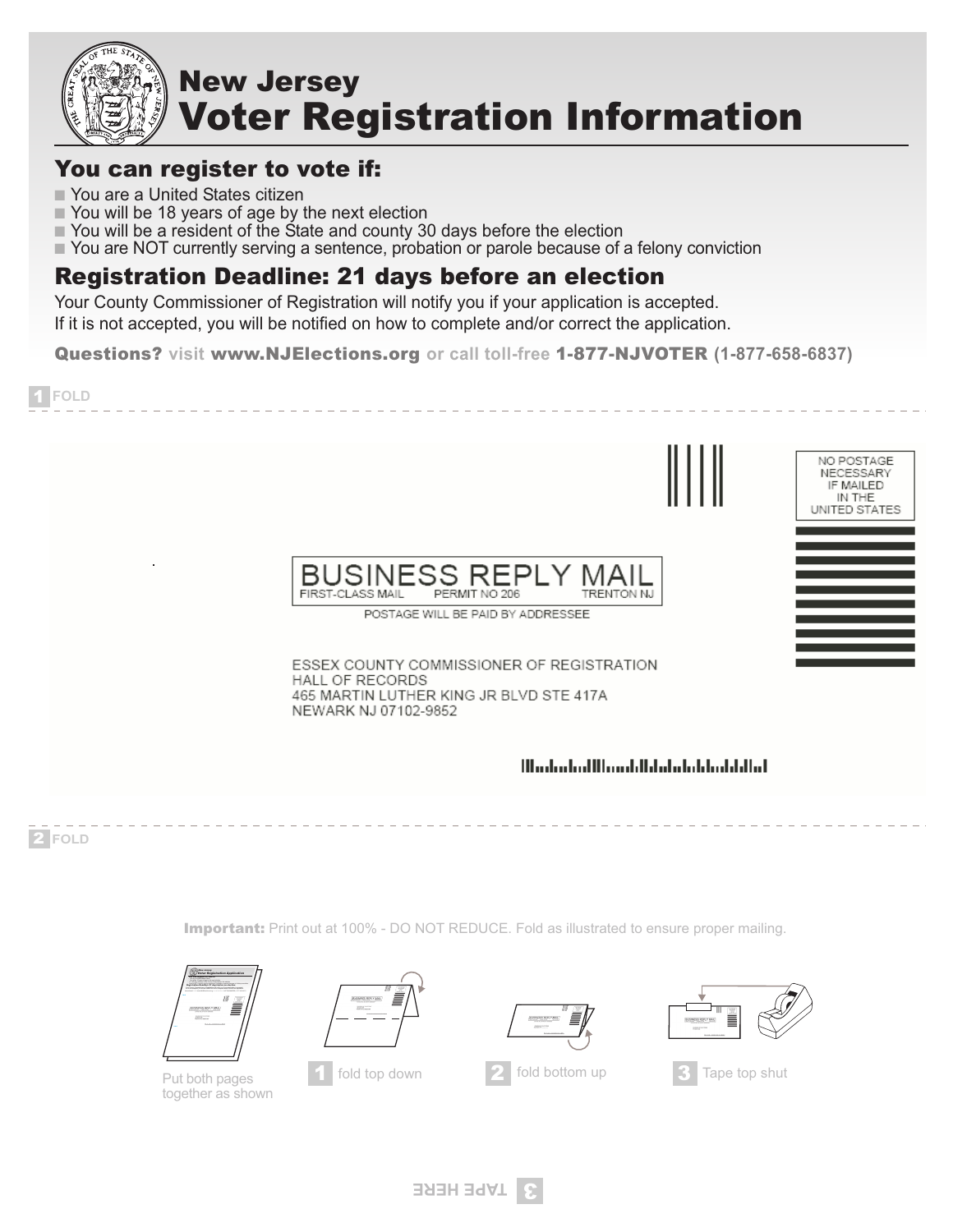# New Jersey Voter Registration Information

## You can register to vote if:

- You are a United States citizen
- You will be 18 years of age by the next election
- You will be a resident of the State and county 30 days before the election
- You are NOT currently serving a sentence, probation or parole because of a felony conviction

## Registration Deadline: 21 days before an election

Your County Commissioner of Registration will notify you if your application is accepted.
If it is not accepted, you will be notified on how to complete and/or correct the application.

**Questions?** visit **www.NJElections.org** or call toll-free **1-877-NJVOTER** (1-877-658-6837)

1 FOLD

NO POSTAGE NECESSARY IF MAILED IN THE UNITED STATES

**BUSINESS REPLY MAIL**
FIRST-CLASS MAIL PERMIT NO 206 TRENTON NJ

POSTAGE WILL BE PAID BY ADDRESSEE

ESSEX COUNTY COMMISSIONER OF REGISTRATION
HALL OF RECORDS
465 MARTIN LUTHER KING JR BLVD STE 417A
NEWARK NJ 07102-9852

2 FOLD

**Important:** Print out at 100% - DO NOT REDUCE. Fold as illustrated to ensure proper mailing.

Put both pages together as shown

1 fold top down

2 fold bottom up

3 Tape top shut

3 TAPE HERE